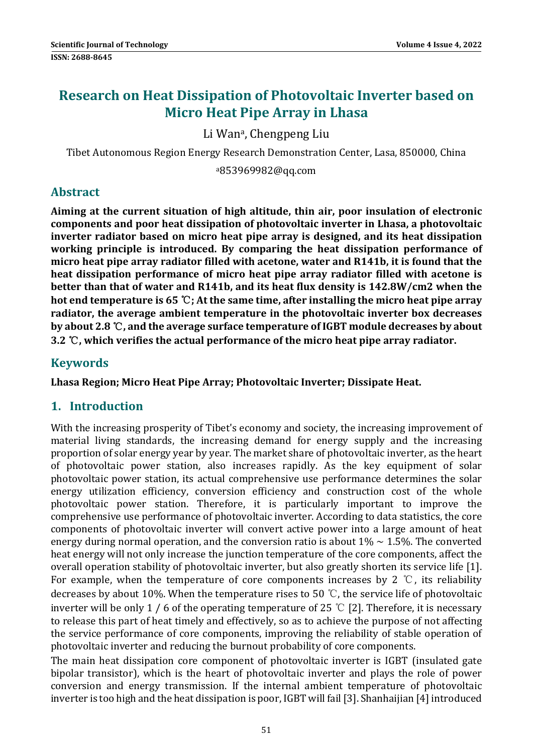# Research on Heat Dissipation of Photovoltaic Inverter based on Micro Heat Pipe Array in Lhasa

Li Wan[a], Chengpeng Liu

Tibet Autonomous Region Energy Research Demonstration Center, Lasa, 850000, China

[a]853969982@qq.com

## Abstract

**Aiming at the current situation of high altitude, thin air, poor insulation of electronic components and poor heat dissipation of photovoltaic inverter in Lhasa, a photovoltaic inverter radiator based on micro heat pipe array is designed, and its heat dissipation working principle is introduced. By comparing the heat dissipation performance of micro heat pipe array radiator filled with acetone, water and R141b, it is found that the heat dissipation performance of micro heat pipe array radiator filled with acetone is better than that of water and R141b, and its heat flux density is 142.8W/cm2 when the hot end temperature is 65 ℃; At the same time, after installing the micro heat pipe array radiator, the average ambient temperature in the photovoltaic inverter box decreases by about 2.8 ℃, and the average surface temperature of IGBT module decreases by about 3.2 ℃, which verifies the actual performance of the micro heat pipe array radiator.**

## Keywords

**Lhasa Region; Micro Heat Pipe Array; Photovoltaic Inverter; Dissipate Heat.**

## 1. Introduction

With the increasing prosperity of Tibet's economy and society, the increasing improvement of material living standards, the increasing demand for energy supply and the increasing proportion of solar energy year by year. The market share of photovoltaic inverter, as the heart of photovoltaic power station, also increases rapidly. As the key equipment of solar photovoltaic power station, its actual comprehensive use performance determines the solar energy utilization efficiency, conversion efficiency and construction cost of the whole photovoltaic power station. Therefore, it is particularly important to improve the comprehensive use performance of photovoltaic inverter. According to data statistics, the core components of photovoltaic inverter will convert active power into a large amount of heat energy during normal operation, and the conversion ratio is about 1% ~ 1.5%. The converted heat energy will not only increase the junction temperature of the core components, affect the overall operation stability of photovoltaic inverter, but also greatly shorten its service life [1]. For example, when the temperature of core components increases by 2 ℃, its reliability decreases by about 10%. When the temperature rises to 50 ℃, the service life of photovoltaic inverter will be only 1 / 6 of the operating temperature of 25 ℃ [2]. Therefore, it is necessary to release this part of heat timely and effectively, so as to achieve the purpose of not affecting the service performance of core components, improving the reliability of stable operation of photovoltaic inverter and reducing the burnout probability of core components.

The main heat dissipation core component of photovoltaic inverter is IGBT (insulated gate bipolar transistor), which is the heart of photovoltaic inverter and plays the role of power conversion and energy transmission. If the internal ambient temperature of photovoltaic inverter is too high and the heat dissipation is poor, IGBT will fail [3]. Shanhaijian [4] introduced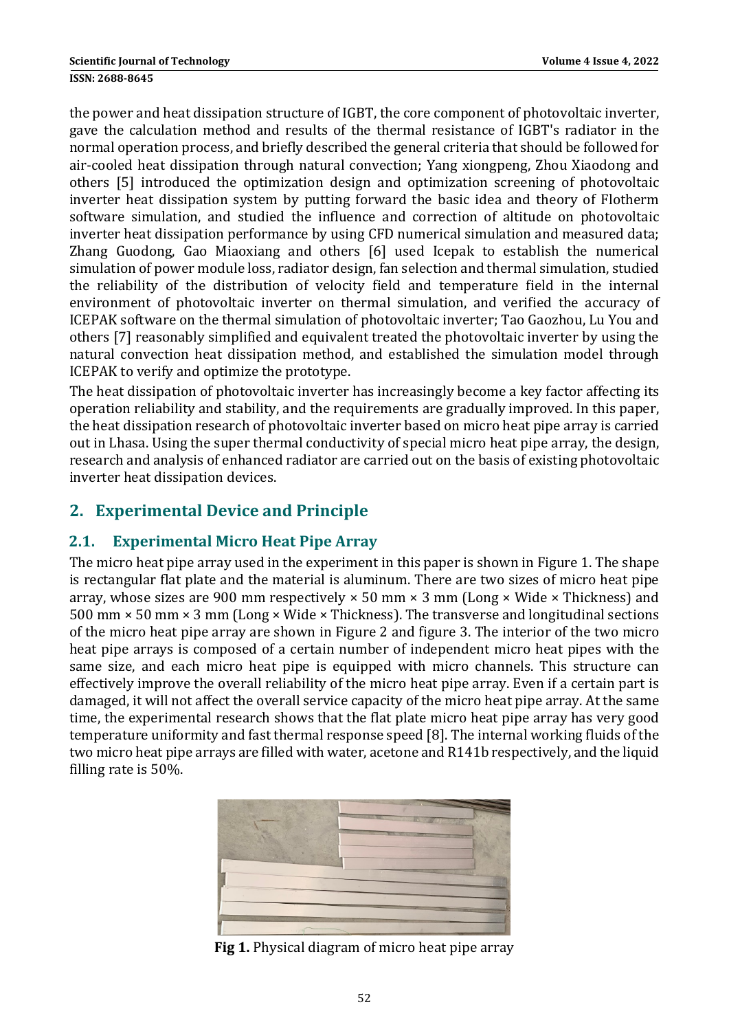the power and heat dissipation structure of IGBT, the core component of photovoltaic inverter, gave the calculation method and results of the thermal resistance of IGBT's radiator in the normal operation process, and briefly described the general criteria that should be followed for air-cooled heat dissipation through natural convection; Yang xiongpeng, Zhou Xiaodong and others [5] introduced the optimization design and optimization screening of photovoltaic inverter heat dissipation system by putting forward the basic idea and theory of Flotherm software simulation, and studied the influence and correction of altitude on photovoltaic inverter heat dissipation performance by using CFD numerical simulation and measured data; Zhang Guodong, Gao Miaoxiang and others [6] used Icepak to establish the numerical simulation of power module loss, radiator design, fan selection and thermal simulation, studied the reliability of the distribution of velocity field and temperature field in the internal environment of photovoltaic inverter on thermal simulation, and verified the accuracy of ICEPAK software on the thermal simulation of photovoltaic inverter; Tao Gaozhou, Lu You and others [7] reasonably simplified and equivalent treated the photovoltaic inverter by using the natural convection heat dissipation method, and established the simulation model through ICEPAK to verify and optimize the prototype.

The heat dissipation of photovoltaic inverter has increasingly become a key factor affecting its operation reliability and stability, and the requirements are gradually improved. In this paper, the heat dissipation research of photovoltaic inverter based on micro heat pipe array is carried out in Lhasa. Using the super thermal conductivity of special micro heat pipe array, the design, research and analysis of enhanced radiator are carried out on the basis of existing photovoltaic inverter heat dissipation devices.

## 2. Experimental Device and Principle

### 2.1. Experimental Micro Heat Pipe Array

The micro heat pipe array used in the experiment in this paper is shown in Figure 1. The shape is rectangular flat plate and the material is aluminum. There are two sizes of micro heat pipe array, whose sizes are 900 mm respectively × 50 mm × 3 mm (Long × Wide × Thickness) and 500 mm × 50 mm × 3 mm (Long × Wide × Thickness). The transverse and longitudinal sections of the micro heat pipe array are shown in Figure 2 and figure 3. The interior of the two micro heat pipe arrays is composed of a certain number of independent micro heat pipes with the same size, and each micro heat pipe is equipped with micro channels. This structure can effectively improve the overall reliability of the micro heat pipe array. Even if a certain part is damaged, it will not affect the overall service capacity of the micro heat pipe array. At the same time, the experimental research shows that the flat plate micro heat pipe array has very good temperature uniformity and fast thermal response speed [8]. The internal working fluids of the two micro heat pipe arrays are filled with water, acetone and R141b respectively, and the liquid filling rate is 50%.

**Fig 1.** Physical diagram of micro heat pipe array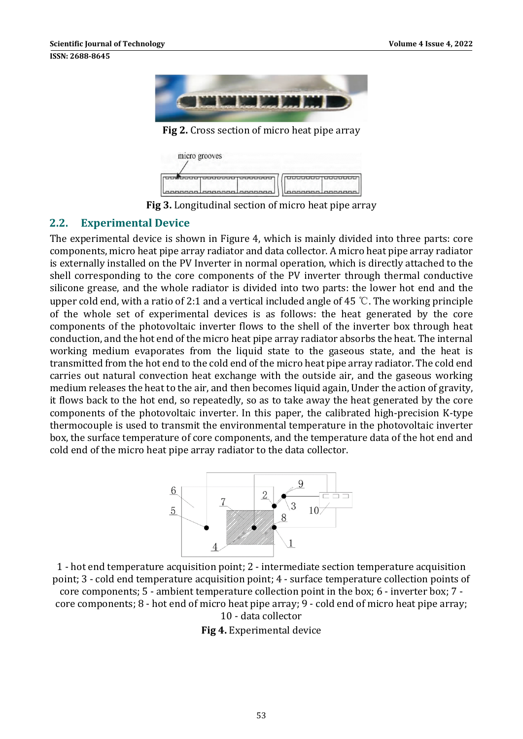Fig 2. Cross section of micro heat pipe array

micro grooves

Fig 3. Longitudinal section of micro heat pipe array

## 2.2. Experimental Device

The experimental device is shown in Figure 4, which is mainly divided into three parts: core components, micro heat pipe array radiator and data collector. A micro heat pipe array radiator is externally installed on the PV Inverter in normal operation, which is directly attached to the shell corresponding to the core components of the PV inverter through thermal conductive silicone grease, and the whole radiator is divided into two parts: the lower hot end and the upper cold end, with a ratio of 2:1 and a vertical included angle of 45 ℃. The working principle of the whole set of experimental devices is as follows: the heat generated by the core components of the photovoltaic inverter flows to the shell of the inverter box through heat conduction, and the hot end of the micro heat pipe array radiator absorbs the heat. The internal working medium evaporates from the liquid state to the gaseous state, and the heat is transmitted from the hot end to the cold end of the micro heat pipe array radiator. The cold end carries out natural convection heat exchange with the outside air, and the gaseous working medium releases the heat to the air, and then becomes liquid again, Under the action of gravity, it flows back to the hot end, so repeatedly, so as to take away the heat generated by the core components of the photovoltaic inverter. In this paper, the calibrated high-precision K-type thermocouple is used to transmit the environmental temperature in the photovoltaic inverter box, the surface temperature of core components, and the temperature data of the hot end and cold end of the micro heat pipe array radiator to the data collector.

6
5
7
2
9
3
10
8
4
1

1 - hot end temperature acquisition point; 2 - intermediate section temperature acquisition point; 3 - cold end temperature acquisition point; 4 - surface temperature collection points of core components; 5 - ambient temperature collection point in the box; 6 - inverter box; 7 - core components; 8 - hot end of micro heat pipe array; 9 - cold end of micro heat pipe array; 10 - data collector

Fig 4. Experimental device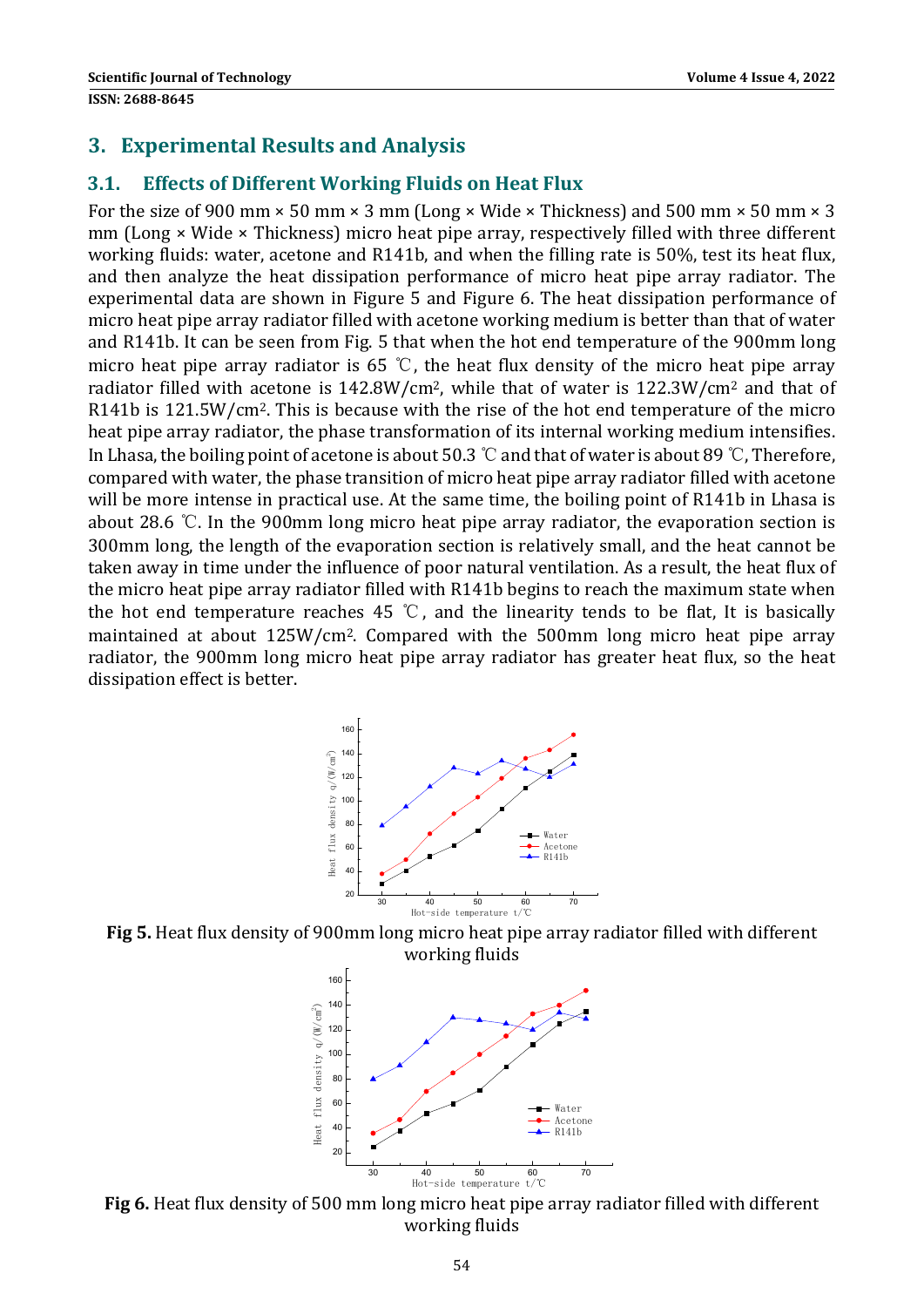## 3. Experimental Results and Analysis

### 3.1. Effects of Different Working Fluids on Heat Flux

For the size of 900 mm × 50 mm × 3 mm (Long × Wide × Thickness) and 500 mm × 50 mm × 3 mm (Long × Wide × Thickness) micro heat pipe array, respectively filled with three different working fluids: water, acetone and R141b, and when the filling rate is 50%, test its heat flux, and then analyze the heat dissipation performance of micro heat pipe array radiator. The experimental data are shown in Figure 5 and Figure 6. The heat dissipation performance of micro heat pipe array radiator filled with acetone working medium is better than that of water and R141b. It can be seen from Fig. 5 that when the hot end temperature of the 900mm long micro heat pipe array radiator is 65 ℃, the heat flux density of the micro heat pipe array radiator filled with acetone is 142.8W/cm$^2$, while that of water is 122.3W/cm$^2$ and that of R141b is 121.5W/cm$^2$. This is because with the rise of the hot end temperature of the micro heat pipe array radiator, the phase transformation of its internal working medium intensifies. In Lhasa, the boiling point of acetone is about 50.3 ℃ and that of water is about 89 ℃, Therefore, compared with water, the phase transition of micro heat pipe array radiator filled with acetone will be more intense in practical use. At the same time, the boiling point of R141b in Lhasa is about 28.6 ℃. In the 900mm long micro heat pipe array radiator, the evaporation section is 300mm long, the length of the evaporation section is relatively small, and the heat cannot be taken away in time under the influence of poor natural ventilation. As a result, the heat flux of the micro heat pipe array radiator filled with R141b begins to reach the maximum state when the hot end temperature reaches 45 ℃, and the linearity tends to be flat, It is basically maintained at about 125W/cm$^2$. Compared with the 500mm long micro heat pipe array radiator, the 900mm long micro heat pipe array radiator has greater heat flux, so the heat dissipation effect is better.

Heat flux density q/(W/cm$^2$)
20
40
60
80
100
120
140
160
30
40
50
60
70
Hot-side temperature t/℃
Water
Acetone
R141b

**Fig 5.** Heat flux density of 900mm long micro heat pipe array radiator filled with different working fluids

Heat flux density q/(W/cm$^2$)
20
40
60
80
100
120
140
160
30
40
50
60
70
Hot-side temperature t/℃
Water
Acetone
R141b

**Fig 6.** Heat flux density of 500 mm long micro heat pipe array radiator filled with different working fluids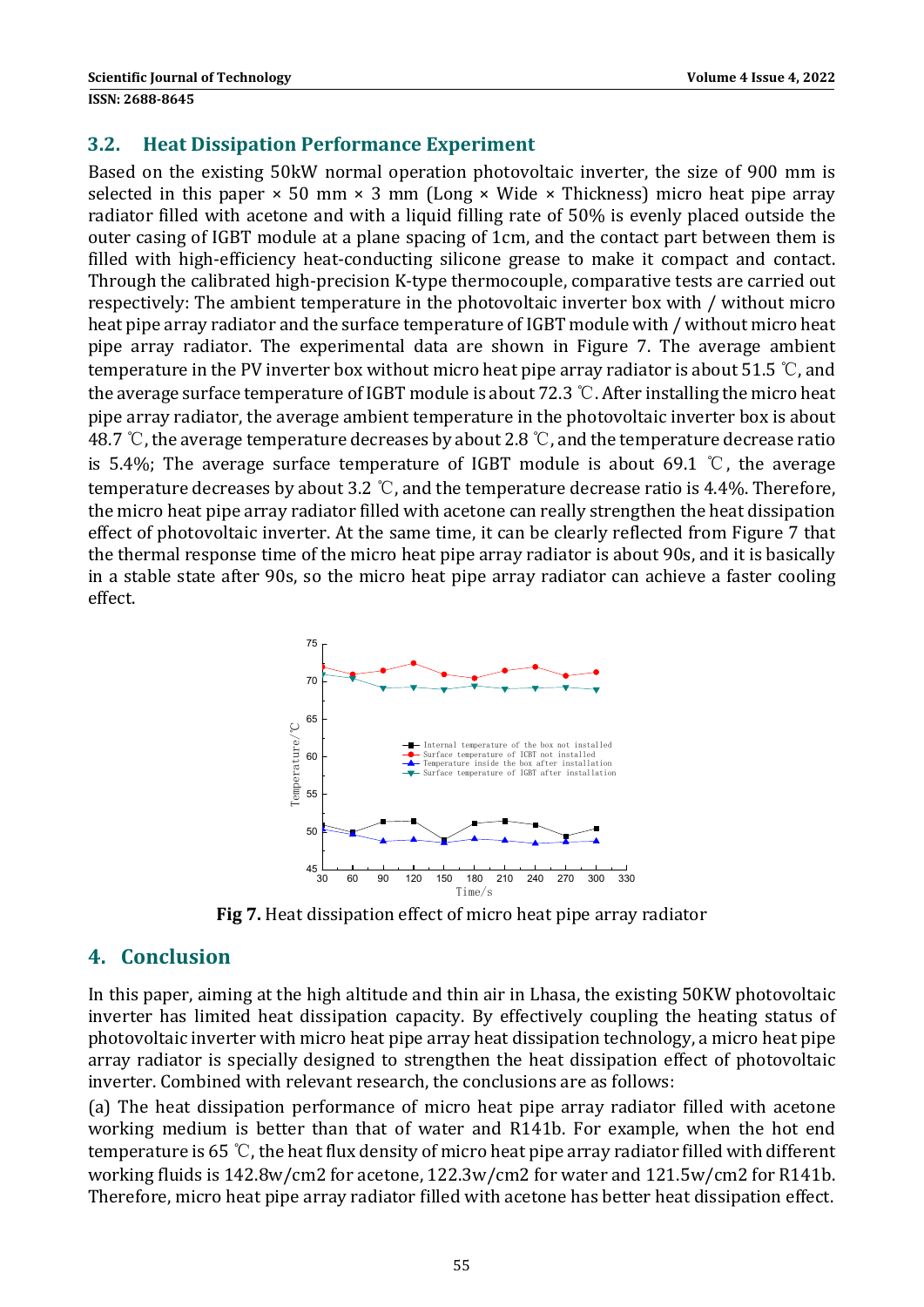## 3.2. Heat Dissipation Performance Experiment

Based on the existing 50kW normal operation photovoltaic inverter, the size of 900 mm is selected in this paper × 50 mm × 3 mm (Long × Wide × Thickness) micro heat pipe array radiator filled with acetone and with a liquid filling rate of 50% is evenly placed outside the outer casing of IGBT module at a plane spacing of 1cm, and the contact part between them is filled with high-efficiency heat-conducting silicone grease to make it compact and contact. Through the calibrated high-precision K-type thermocouple, comparative tests are carried out respectively: The ambient temperature in the photovoltaic inverter box with / without micro heat pipe array radiator and the surface temperature of IGBT module with / without micro heat pipe array radiator. The experimental data are shown in Figure 7. The average ambient temperature in the PV inverter box without micro heat pipe array radiator is about 51.5 ℃, and the average surface temperature of IGBT module is about 72.3 ℃. After installing the micro heat pipe array radiator, the average ambient temperature in the photovoltaic inverter box is about 48.7 ℃, the average temperature decreases by about 2.8 ℃, and the temperature decrease ratio is 5.4%; The average surface temperature of IGBT module is about 69.1 ℃, the average temperature decreases by about 3.2 ℃, and the temperature decrease ratio is 4.4%. Therefore, the micro heat pipe array radiator filled with acetone can really strengthen the heat dissipation effect of photovoltaic inverter. At the same time, it can be clearly reflected from Figure 7 that the thermal response time of the micro heat pipe array radiator is about 90s, and it is basically in a stable state after 90s, so the micro heat pipe array radiator can achieve a faster cooling effect.

Temperature/℃
75
70
65
60
55
50
45
30 60 90 120 150 180 210 240 270 300 330
Time/s
Internal temperature of the box not installed
Surface temperature of IGBT not installed
Temperature inside the box after installation
Surface temperature of IGBT after installation

**Fig 7.** Heat dissipation effect of micro heat pipe array radiator

## 4. Conclusion

In this paper, aiming at the high altitude and thin air in Lhasa, the existing 50KW photovoltaic inverter has limited heat dissipation capacity. By effectively coupling the heating status of photovoltaic inverter with micro heat pipe array heat dissipation technology, a micro heat pipe array radiator is specially designed to strengthen the heat dissipation effect of photovoltaic inverter. Combined with relevant research, the conclusions are as follows:

(a) The heat dissipation performance of micro heat pipe array radiator filled with acetone working medium is better than that of water and R141b. For example, when the hot end temperature is 65 ℃, the heat flux density of micro heat pipe array radiator filled with different working fluids is 142.8w/cm2 for acetone, 122.3w/cm2 for water and 121.5w/cm2 for R141b. Therefore, micro heat pipe array radiator filled with acetone has better heat dissipation effect.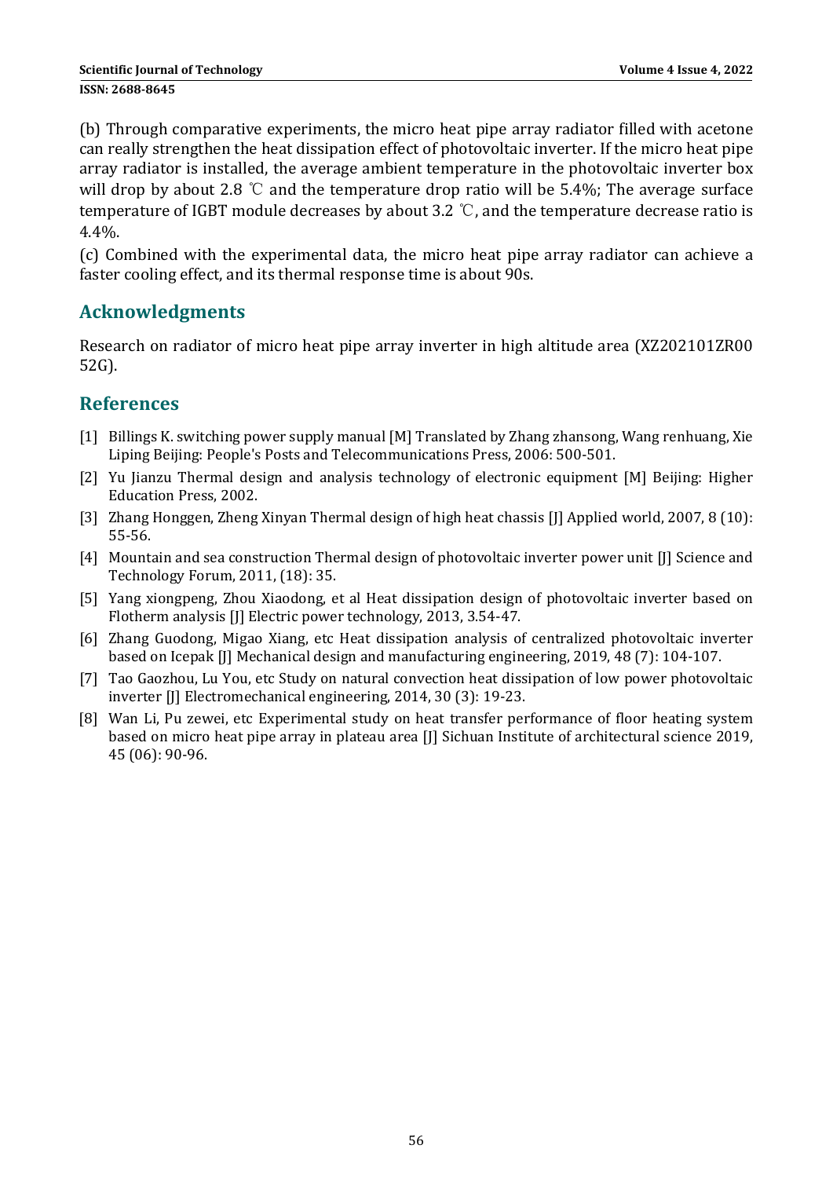(b) Through comparative experiments, the micro heat pipe array radiator filled with acetone can really strengthen the heat dissipation effect of photovoltaic inverter. If the micro heat pipe array radiator is installed, the average ambient temperature in the photovoltaic inverter box will drop by about 2.8 ℃ and the temperature drop ratio will be 5.4%; The average surface temperature of IGBT module decreases by about 3.2 ℃, and the temperature decrease ratio is 4.4%.

(c) Combined with the experimental data, the micro heat pipe array radiator can achieve a faster cooling effect, and its thermal response time is about 90s.

## Acknowledgments

Research on radiator of micro heat pipe array inverter in high altitude area (XZ202101ZR0052G).

## References

[1] Billings K. switching power supply manual [M] Translated by Zhang zhansong, Wang renhuang, Xie Liping Beijing: People's Posts and Telecommunications Press, 2006: 500-501.

[2] Yu Jianzu Thermal design and analysis technology of electronic equipment [M] Beijing: Higher Education Press, 2002.

[3] Zhang Honggen, Zheng Xinyan Thermal design of high heat chassis [J] Applied world, 2007, 8 (10): 55-56.

[4] Mountain and sea construction Thermal design of photovoltaic inverter power unit [J] Science and Technology Forum, 2011, (18): 35.

[5] Yang xiongpeng, Zhou Xiaodong, et al Heat dissipation design of photovoltaic inverter based on Flotherm analysis [J] Electric power technology, 2013, 3.54-47.

[6] Zhang Guodong, Migao Xiang, etc Heat dissipation analysis of centralized photovoltaic inverter based on Icepak [J] Mechanical design and manufacturing engineering, 2019, 48 (7): 104-107.

[7] Tao Gaozhou, Lu You, etc Study on natural convection heat dissipation of low power photovoltaic inverter [J] Electromechanical engineering, 2014, 30 (3): 19-23.

[8] Wan Li, Pu zewei, etc Experimental study on heat transfer performance of floor heating system based on micro heat pipe array in plateau area [J] Sichuan Institute of architectural science 2019, 45 (06): 90-96.